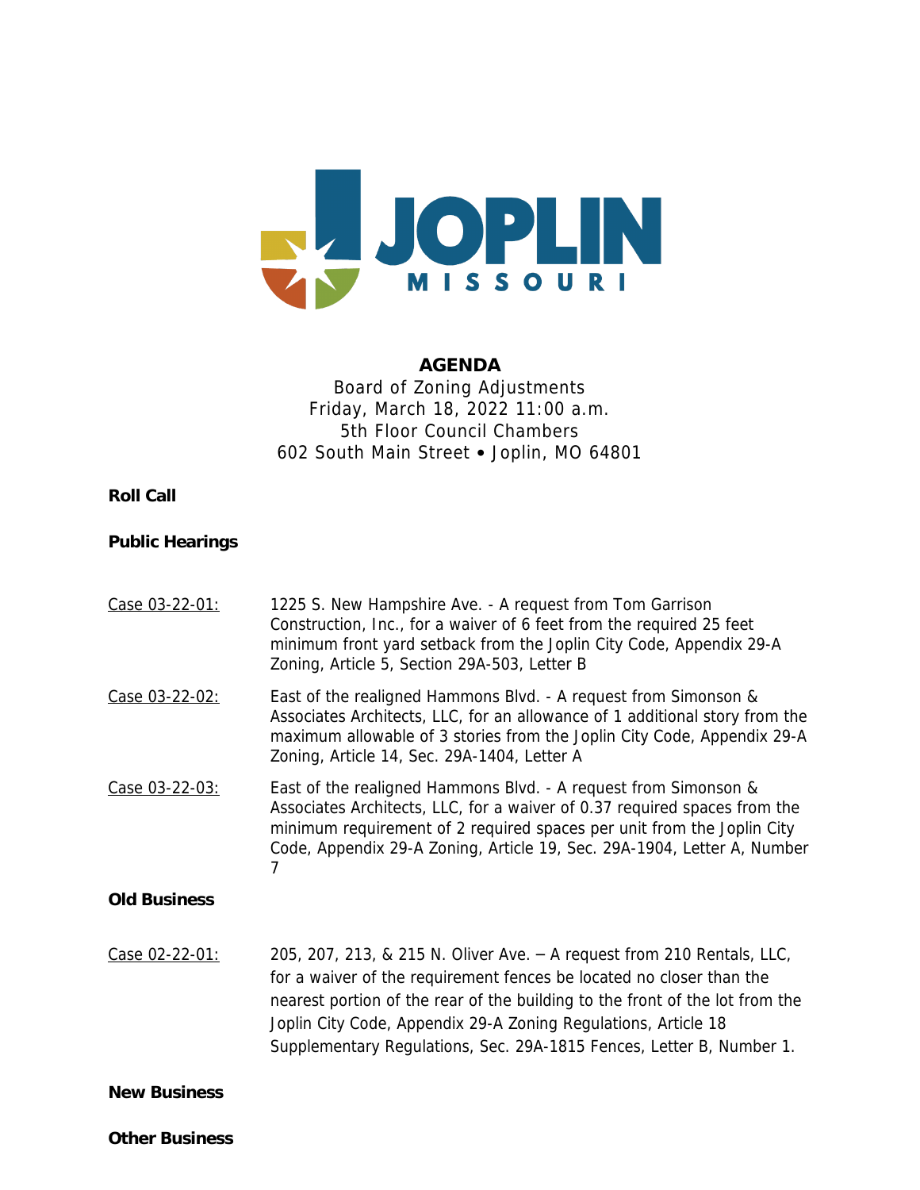# AGENDA

Board of Zoning Adjustments
Friday, March 18, 2022 11:00 a.m.
5th Floor Council Chambers
602 South Main Street • Joplin, MO 64801

**Roll Call**

**Public Hearings**

Case 03-22-01: 1225 S. New Hampshire Ave. - A request from Tom Garrison Construction, Inc., for a waiver of 6 feet from the required 25 feet minimum front yard setback from the Joplin City Code, Appendix 29-A Zoning, Article 5, Section 29A-503, Letter B

Case 03-22-02: East of the realigned Hammons Blvd. - A request from Simonson & Associates Architects, LLC, for an allowance of 1 additional story from the maximum allowable of 3 stories from the Joplin City Code, Appendix 29-A Zoning, Article 14, Sec. 29A-1404, Letter A

Case 03-22-03: East of the realigned Hammons Blvd. - A request from Simonson & Associates Architects, LLC, for a waiver of 0.37 required spaces from the minimum requirement of 2 required spaces per unit from the Joplin City Code, Appendix 29-A Zoning, Article 19, Sec. 29A-1904, Letter A, Number 7

**Old Business**

Case 02-22-01: 205, 207, 213, & 215 N. Oliver Ave. – A request from 210 Rentals, LLC, for a waiver of the requirement fences be located no closer than the nearest portion of the rear of the building to the front of the lot from the Joplin City Code, Appendix 29-A Zoning Regulations, Article 18 Supplementary Regulations, Sec. 29A-1815 Fences, Letter B, Number 1.

**New Business**

**Other Business**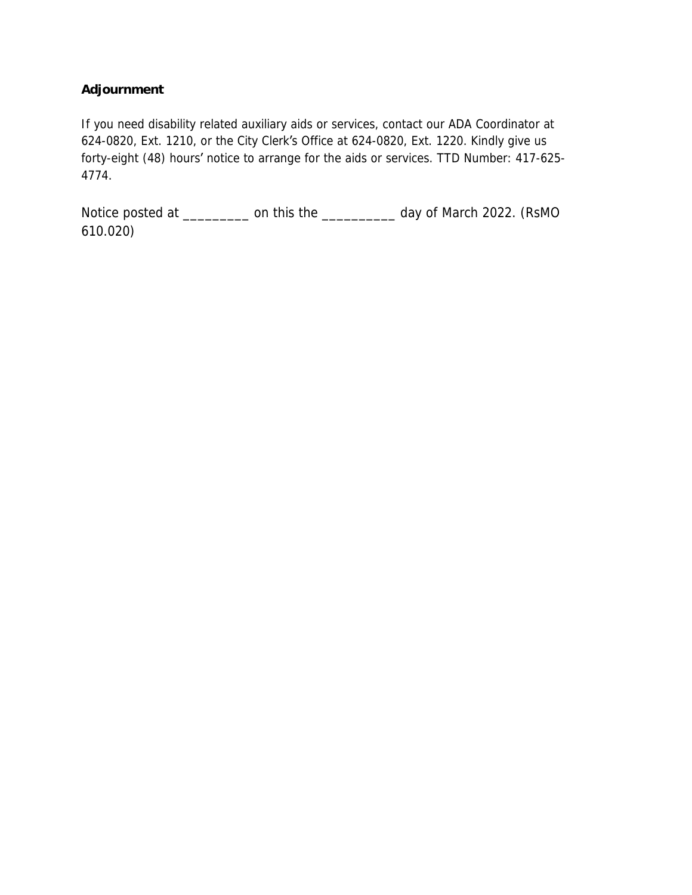**Adjournment**

If you need disability related auxiliary aids or services, contact our ADA Coordinator at 624-0820, Ext. 1210, or the City Clerk's Office at 624-0820, Ext. 1220. Kindly give us forty-eight (48) hours' notice to arrange for the aids or services. TTD Number: 417-625-4774.

Notice posted at _________ on this the __________ day of March 2022. (RsMO 610.020)